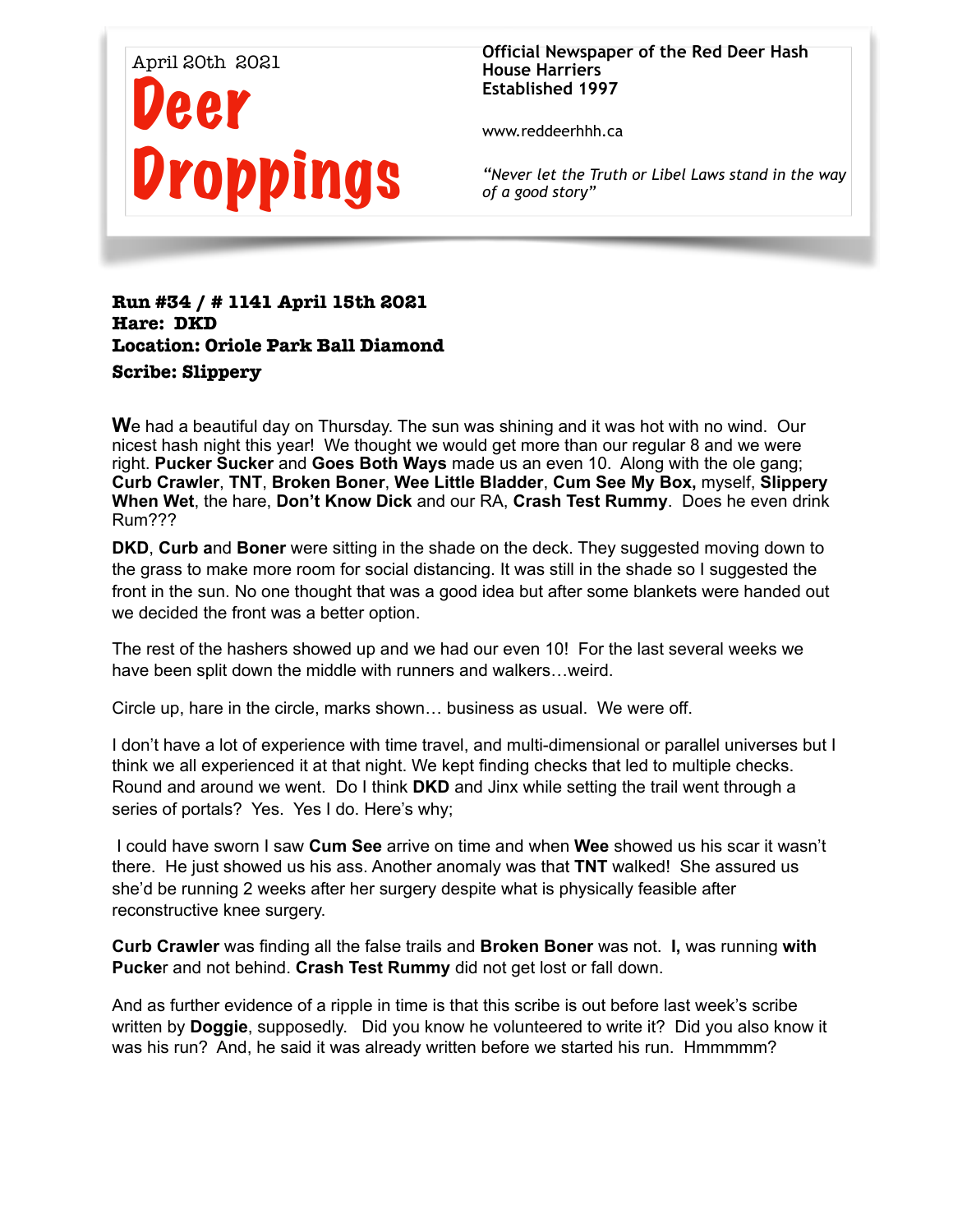April 20th 2021

# Deer Droppings

**Official Newspaper of the Red Deer Hash House Harriers**
**Established 1997**

www.reddeerhhh.ca

*"Never let the Truth or Libel Laws stand in the way of a good story"*

**Run #34 / # 1141 April 15th 2021**
**Hare: DKD**
**Location: Oriole Park Ball Diamond**
**Scribe: Slippery**

We had a beautiful day on Thursday. The sun was shining and it was hot with no wind. Our nicest hash night this year! We thought we would get more than our regular 8 and we were right. **Pucker Sucker** and **Goes Both Ways** made us an even 10. Along with the ole gang; **Curb Crawler**, **TNT**, **Broken Boner**, **Wee Little Bladder**, **Cum See My Box,** myself, **Slippery When Wet**, the hare, **Don't Know Dick** and our RA, **Crash Test Rummy**. Does he even drink Rum???

**DKD**, **Curb a**nd **Boner** were sitting in the shade on the deck. They suggested moving down to the grass to make more room for social distancing. It was still in the shade so I suggested the front in the sun. No one thought that was a good idea but after some blankets were handed out we decided the front was a better option.

The rest of the hashers showed up and we had our even 10! For the last several weeks we have been split down the middle with runners and walkers…weird.

Circle up, hare in the circle, marks shown… business as usual. We were off.

I don't have a lot of experience with time travel, and multi-dimensional or parallel universes but I think we all experienced it at that night. We kept finding checks that led to multiple checks. Round and around we went. Do I think **DKD** and Jinx while setting the trail went through a series of portals? Yes. Yes I do. Here's why;

I could have sworn I saw **Cum See** arrive on time and when **Wee** showed us his scar it wasn't there. He just showed us his ass. Another anomaly was that **TNT** walked! She assured us she'd be running 2 weeks after her surgery despite what is physically feasible after reconstructive knee surgery.

**Curb Crawler** was finding all the false trails and **Broken Boner** was not. **I,** was running **with Pucke**r and not behind. **Crash Test Rummy** did not get lost or fall down.

And as further evidence of a ripple in time is that this scribe is out before last week's scribe written by **Doggie**, supposedly. Did you know he volunteered to write it? Did you also know it was his run? And, he said it was already written before we started his run. Hmmmmm?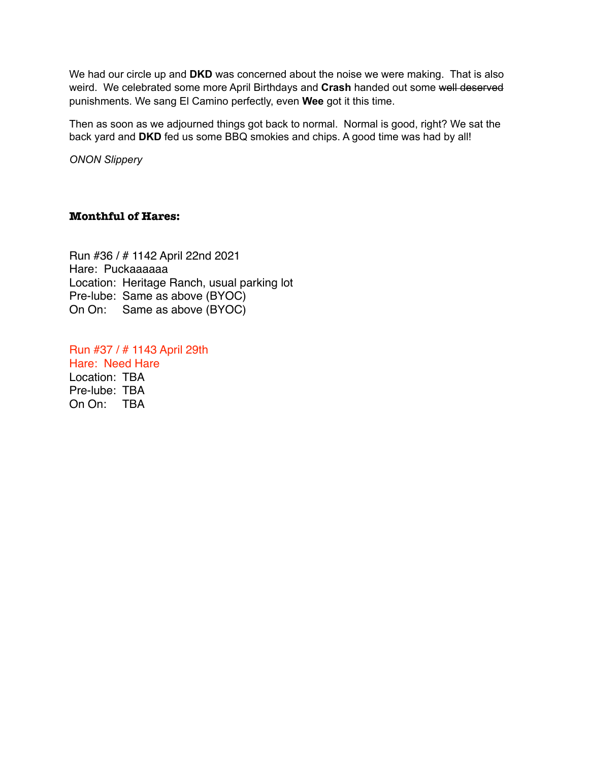We had our circle up and **DKD** was concerned about the noise we were making.  That is also weird.  We celebrated some more April Birthdays and **Crash** handed out some ~~well deserved~~ punishments. We sang El Camino perfectly, even **Wee** got it this time.

Then as soon as we adjourned things got back to normal.  Normal is good, right? We sat the back yard and **DKD** fed us some BBQ smokies and chips. A good time was had by all!

*ONON Slippery*

**Monthful of Hares:**

Run #36 / # 1142 April 22nd 2021
Hare:  Puckaaaaaa
Location:  Heritage Ranch, usual parking lot
Pre-lube:  Same as above (BYOC)
On On:  Same as above (BYOC)

Run #37 / # 1143 April 29th
Hare:  Need Hare
Location:  TBA
Pre-lube:  TBA
On On:  TBA